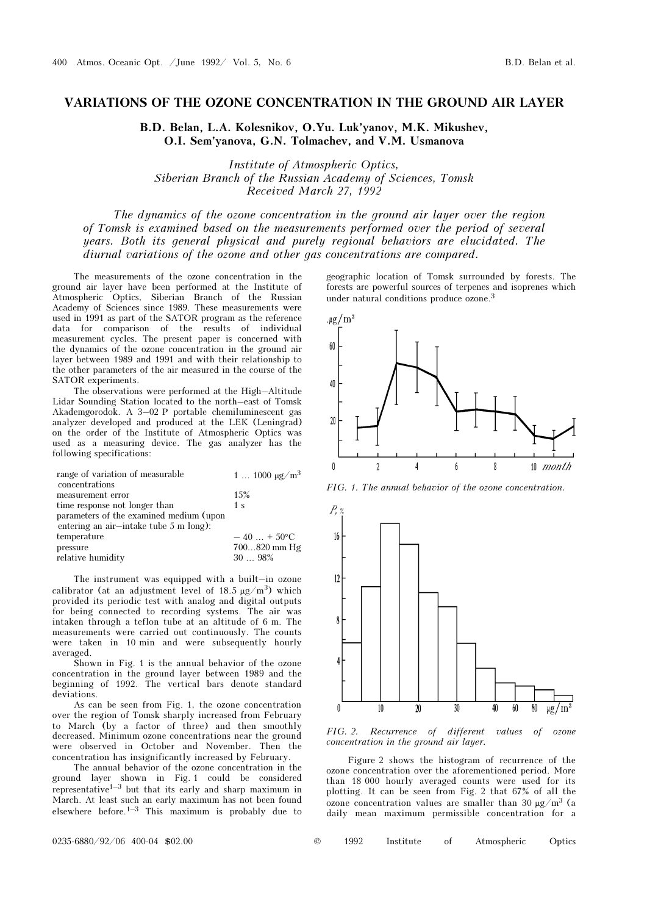# VARIATIONS OF THE OZONE CONCENTRATION IN THE GROUND AIR LAYER

**B.D. Belan, L.A. Kolesnikov, O.Yu. Luk'yanov, M.K. Mikushev, O.I. Sem'yanova, G.N. Tolmachev, and V.M. Usmanova**

*Institute of Atmospheric Optics, Siberian Branch of the Russian Academy of Sciences, Tomsk*
*Received March 27, 1992*

*The dynamics of the ozone concentration in the ground air layer over the region of Tomsk is examined based on the measurements performed over the period of several years. Both its general physical and purely regional behaviors are elucidated. The diurnal variations of the ozone and other gas concentrations are compared.*

The measurements of the ozone concentration in the ground air layer have been performed at the Institute of Atmospheric Optics, Siberian Branch of the Russian Academy of Sciences since 1989. These measurements were used in 1991 as part of the SATOR program as the reference data for comparison of the results of individual measurement cycles. The present paper is concerned with the dynamics of the ozone concentration in the ground air layer between 1989 and 1991 and with their relationship to the other parameters of the air measured in the course of the SATOR experiments.

The observations were performed at the High–Altitude Lidar Sounding Station located to the north–east of Tomsk Akademgorodok. A 3–02 P portable chemiluminescent gas analyzer developed and produced at the LEK (Leningrad) on the order of the Institute of Atmospheric Optics was used as a measuring device. The gas analyzer has the following specifications:

| | |
|---|---|
| range of variation of measurable concentrations | 1 ... 1000 μg/m$^3$ |
| measurement error | 15% |
| time response not longer than | 1 s |
| parameters of the examined medium (upon entering an air–intake tube 5 m long): | |
| temperature | – 40 ... + 50°C |
| pressure | 700...820 mm Hg |
| relative humidity | 30 ... 98% |

The instrument was equipped with a built–in ozone calibrator (at an adjustment level of 18.5 μg/m$^3$) which provided its periodic test with analog and digital outputs for being connected to recording systems. The air was intaken through a teflon tube at an altitude of 6 m. The measurements were carried out continuously. The counts were taken in 10 min and were subsequently hourly averaged.

Shown in Fig. 1 is the annual behavior of the ozone concentration in the ground layer between 1989 and the beginning of 1992. The vertical bars denote standard deviations.

As can be seen from Fig. 1, the ozone concentration over the region of Tomsk sharply increased from February to March (by a factor of three) and then smoothly decreased. Minimum ozone concentrations near the ground were observed in October and November. Then the concentration has insignificantly increased by February.

The annual behavior of the ozone concentration in the ground layer shown in Fig. 1 could be considered representative[1–3] but that its early and sharp maximum in March. At least such an early maximum has not been found elsewhere before.[1–3] This maximum is probably due to geographic location of Tomsk surrounded by forests. The forests are powerful sources of terpenes and isoprenes which under natural conditions produce ozone.[3]

FIG. 1. *The annual behavior of the ozone concentration.*

FIG. 2. *Recurrence of different values of ozone concentration in the ground air layer.*

Figure 2 shows the histogram of recurrence of the ozone concentration over the aforementioned period. More than 18 000 hourly averaged counts were used for its plotting. It can be seen from Fig. 2 that 67% of all the ozone concentration values are smaller than 30 μg/m$^3$ (a daily mean maximum permissible concentration for a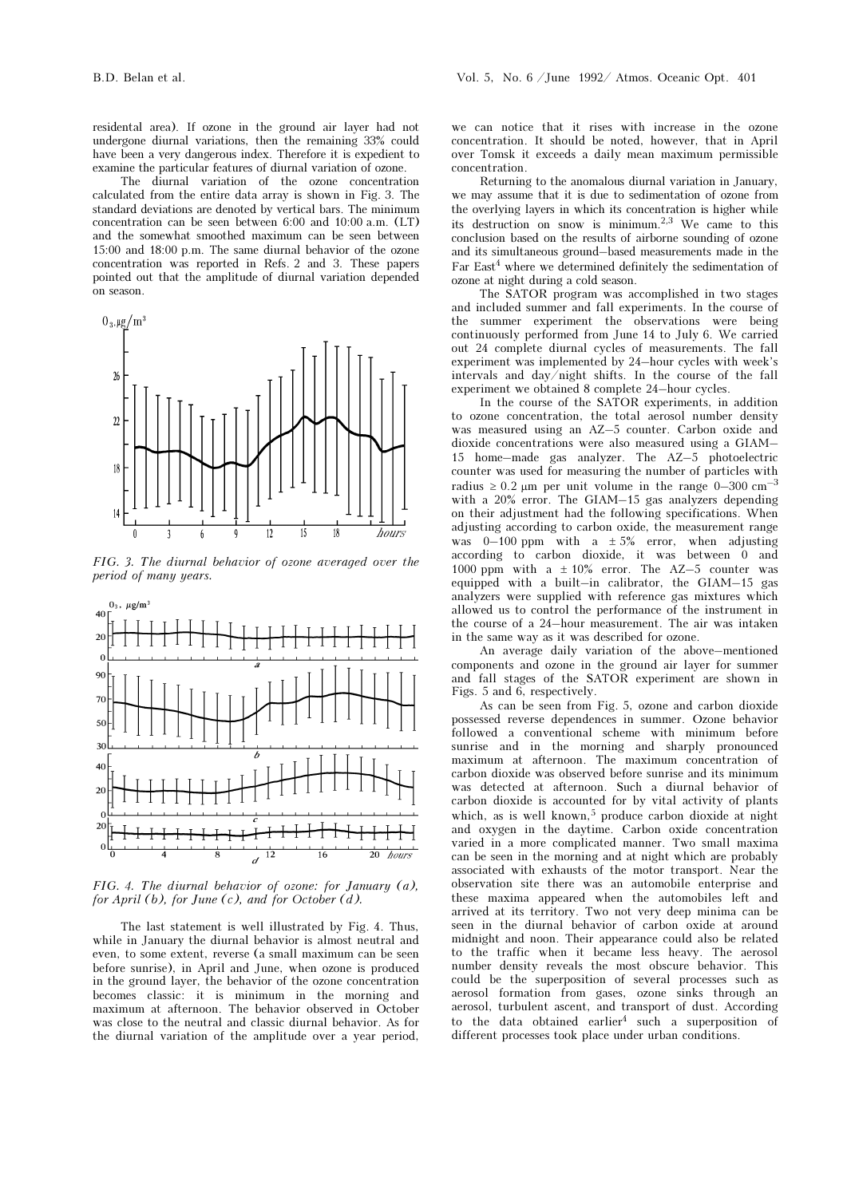residental area). If ozone in the ground air layer had not undergone diurnal variations, then the remaining 33% could have been a very dangerous index. Therefore it is expedient to examine the particular features of diurnal variation of ozone.

The diurnal variation of the ozone concentration calculated from the entire data array is shown in Fig. 3. The standard deviations are denoted by vertical bars. The minimum concentration can be seen between 6:00 and 10:00 a.m. (LT) and the somewhat smoothed maximum can be seen between 15:00 and 18:00 p.m. The same diurnal behavior of the ozone concentration was reported in Refs. 2 and 3. These papers pointed out that the amplitude of diurnal variation depended on season.

*FIG. 3. The diurnal behavior of ozone averaged over the period of many years.*

*FIG. 4. The diurnal behavior of ozone: for January (a), for April (b), for June (c), and for October (d).*

The last statement is well illustrated by Fig. 4. Thus, while in January the diurnal behavior is almost neutral and even, to some extent, reverse (a small maximum can be seen before sunrise), in April and June, when ozone is produced in the ground layer, the behavior of the ozone concentration becomes classic: it is minimum in the morning and maximum at afternoon. The behavior observed in October was close to the neutral and classic diurnal behavior. As for the diurnal variation of the amplitude over a year period, we can notice that it rises with increase in the ozone concentration. It should be noted, however, that in April over Tomsk it exceeds a daily mean maximum permissible concentration.

Returning to the anomalous diurnal variation in January, we may assume that it is due to sedimentation of ozone from the overlying layers in which its concentration is higher while its destruction on snow is minimum.[2,3] We came to this conclusion based on the results of airborne sounding of ozone and its simultaneous ground–based measurements made in the Far East[4] where we determined definitely the sedimentation of ozone at night during a cold season.

The SATOR program was accomplished in two stages and included summer and fall experiments. In the course of the summer experiment the observations were being continuously performed from June 14 to July 6. We carried out 24 complete diurnal cycles of measurements. The fall experiment was implemented by 24–hour cycles with week's intervals and day/night shifts. In the course of the fall experiment we obtained 8 complete 24–hour cycles.

In the course of the SATOR experiments, in addition to ozone concentration, the total aerosol number density was measured using an AZ–5 counter. Carbon oxide and dioxide concentrations were also measured using a GIAM–15 home–made gas analyzer. The AZ–5 photoelectric counter was used for measuring the number of particles with radius $\geq 0.2$ μm per unit volume in the range 0–300 $cm^{-3}$ with a 20% error. The GIAM–15 gas analyzers depending on their adjustment had the following specifications. When adjusting according to carbon oxide, the measurement range was 0–100 ppm with a $\pm 5$% error, when adjusting according to carbon dioxide, it was between 0 and 1000 ppm with a $\pm 10$% error. The AZ–5 counter was equipped with a built–in calibrator, the GIAM–15 gas analyzers were supplied with reference gas mixtures which allowed us to control the performance of the instrument in the course of a 24–hour measurement. The air was intaken in the same way as it was described for ozone.

An average daily variation of the above–mentioned components and ozone in the ground air layer for summer and fall stages of the SATOR experiment are shown in Figs. 5 and 6, respectively.

As can be seen from Fig. 5, ozone and carbon dioxide possessed reverse dependences in summer. Ozone behavior followed a conventional scheme with minimum before sunrise and in the morning and sharply pronounced maximum at afternoon. The maximum concentration of carbon dioxide was observed before sunrise and its minimum was detected at afternoon. Such a diurnal behavior of carbon dioxide is accounted for by vital activity of plants which, as is well known,[5] produce carbon dioxide at night and oxygen in the daytime. Carbon oxide concentration varied in a more complicated manner. Two small maxima can be seen in the morning and at night which are probably associated with exhausts of the motor transport. Near the observation site there was an automobile enterprise and these maxima appeared when the automobiles left and arrived at its territory. Two not very deep minima can be seen in the diurnal behavior of carbon oxide at around midnight and noon. Their appearance could also be related to the traffic when it became less heavy. The aerosol number density reveals the most obscure behavior. This could be the superposition of several processes such as aerosol formation from gases, ozone sinks through an aerosol, turbulent ascent, and transport of dust. According to the data obtained earlier[4] such a superposition of different processes took place under urban conditions.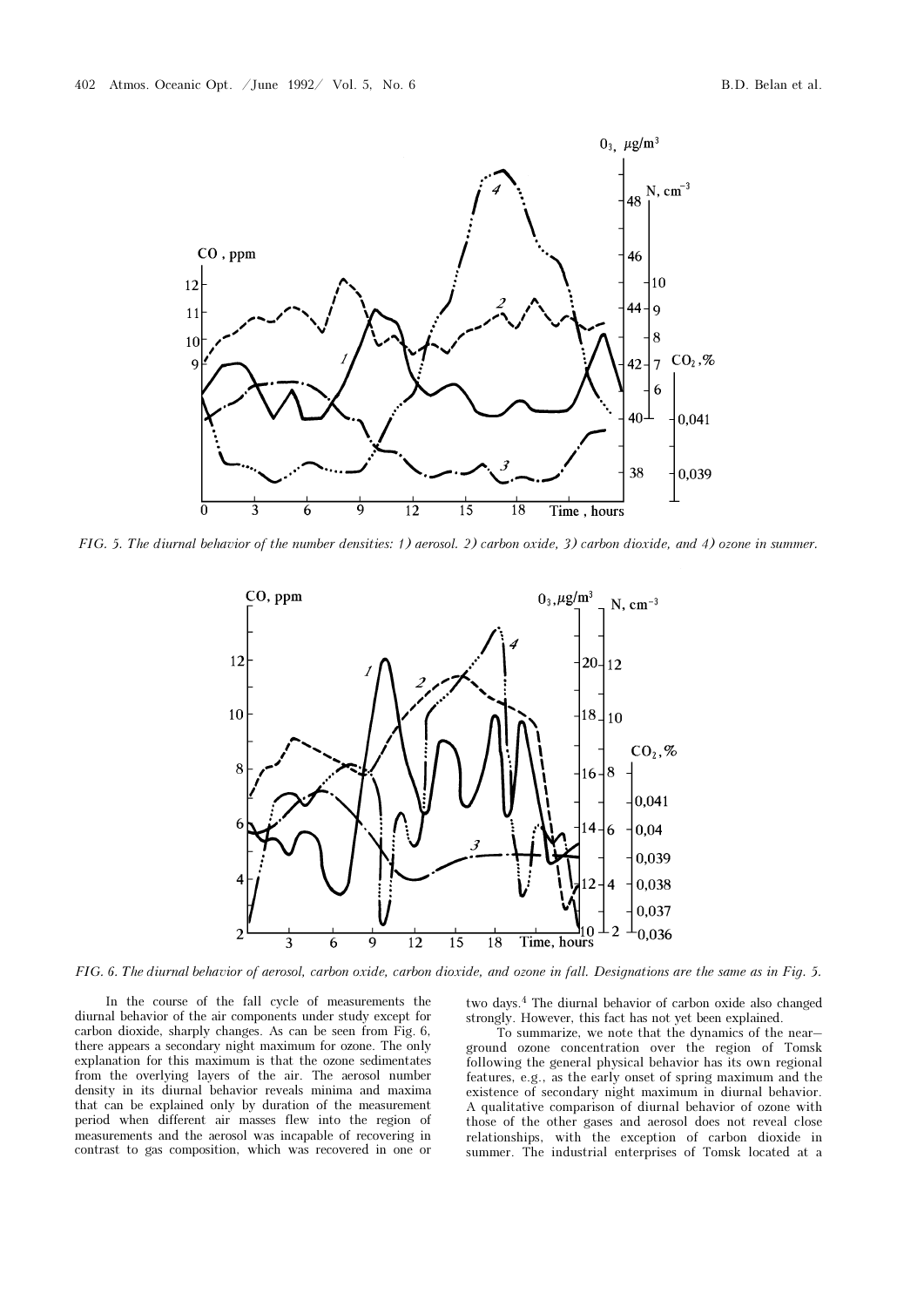FIG. 5. *The diurnal behavior of the number densities: 1) aerosol. 2) carbon oxide, 3) carbon dioxide, and 4) ozone in summer.*

FIG. 6. *The diurnal behavior of aerosol, carbon oxide, carbon dioxide, and ozone in fall. Designations are the same as in Fig. 5.*

In the course of the fall cycle of measurements the diurnal behavior of the air components under study except for carbon dioxide, sharply changes. As can be seen from Fig. 6, there appears a secondary night maximum for ozone. The only explanation for this maximum is that the ozone sedimentates from the overlying layers of the air. The aerosol number density in its diurnal behavior reveals minima and maxima that can be explained only by duration of the measurement period when different air masses flew into the region of measurements and the aerosol was incapable of recovering in contrast to gas composition, which was recovered in one or two days.[4] The diurnal behavior of carbon oxide also changed strongly. However, this fact has not yet been explained.

To summarize, we note that the dynamics of the near–ground ozone concentration over the region of Tomsk following the general physical behavior has its own regional features, e.g., as the early onset of spring maximum and the existence of secondary night maximum in diurnal behavior. A qualitative comparison of diurnal behavior of ozone with those of the other gases and aerosol does not reveal close relationships, with the exception of carbon dioxide in summer. The industrial enterprises of Tomsk located at a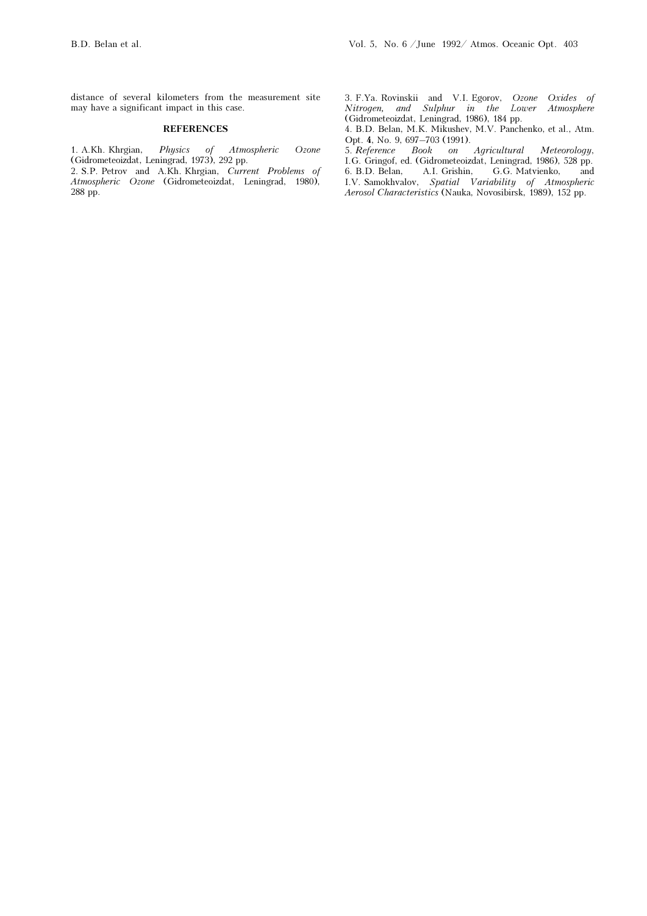distance of several kilometers from the measurement site may have a significant impact in this case.

## REFERENCES

1. A.Kh. Khrgian, *Physics of Atmospheric Ozone* (Gidrometeoizdat, Leningrad, 1973), 292 pp.
2. S.P. Petrov and A.Kh. Khrgian, *Current Problems of Atmospheric Ozone* (Gidrometeoizdat, Leningrad, 1980), 288 pp.
3. F.Ya. Rovinskii and V.I. Egorov, *Ozone Oxides of Nitrogen, and Sulphur in the Lower Atmosphere* (Gidrometeoizdat, Leningrad, 1986), 184 pp.
4. B.D. Belan, M.K. Mikushev, M.V. Panchenko, et al., Atm. Opt. **4**, No. 9, 697–703 (1991).
5. *Reference Book on Agricultural Meteorology*, I.G. Gringof, ed. (Gidrometeoizdat, Leningrad, 1986), 528 pp.
6. B.D. Belan, A.I. Grishin, G.G. Matvienko, and I.V. Samokhvalov, *Spatial Variability of Atmospheric Aerosol Characteristics* (Nauka, Novosibirsk, 1989), 152 pp.